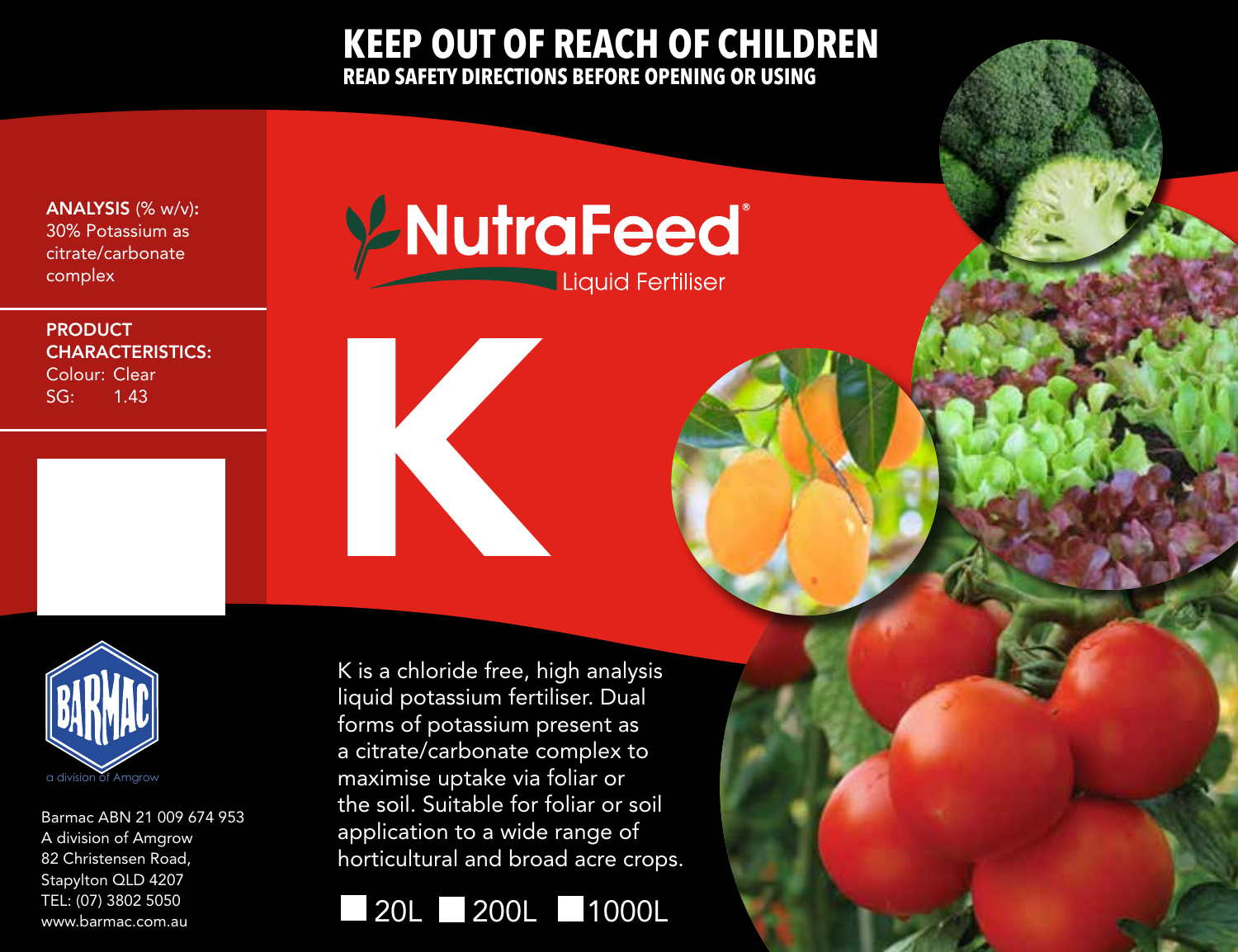# KEEP OUT OF REACH OF CHILDREN

**READ SAFETY DIRECTIONS BEFORE OPENING OR USING**

**ANALYSIS** (% w/v):
30% Potassium as citrate/carbonate complex

**PRODUCT CHARACTERISTICS:**
Colour: Clear
SG: 1.43

# NutraFeed®

Liquid Fertiliser

# K

K is a chloride free, high analysis liquid potassium fertiliser. Dual forms of potassium present as a citrate/carbonate complex to maximise uptake via foliar or the soil. Suitable for foliar or soil application to a wide range of horticultural and broad acre crops.

☐ 20L ☐ 200L ☐ 1000L

BARMAC
a division of Amgrow

Barmac ABN 21 009 674 953
A division of Amgrow
82 Christensen Road,
Stapylton QLD 4207
TEL: (07) 3802 5050
www.barmac.com.au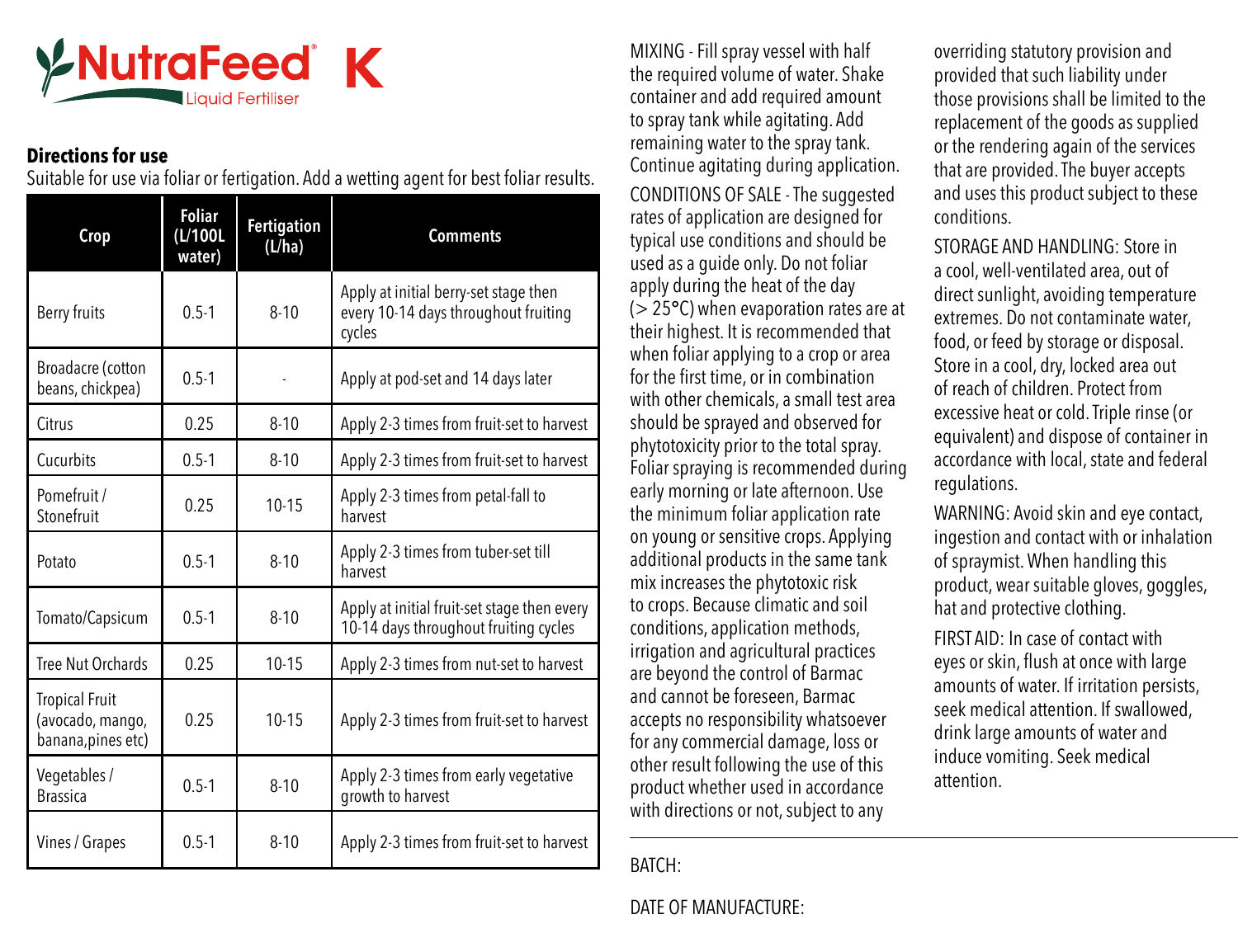# NutraFeed® K

Liquid Fertiliser

## Directions for use

Suitable for use via foliar or fertigation. Add a wetting agent for best foliar results.

| Crop | Foliar (L/100L water) | Fertigation (L/ha) | Comments |
|---|---|---|---|
| Berry fruits | 0.5-1 | 8-10 | Apply at initial berry-set stage then every 10-14 days throughout fruiting cycles |
| Broadacre (cotton beans, chickpea) | 0.5-1 | - | Apply at pod-set and 14 days later |
| Citrus | 0.25 | 8-10 | Apply 2-3 times from fruit-set to harvest |
| Cucurbits | 0.5-1 | 8-10 | Apply 2-3 times from fruit-set to harvest |
| Pomefruit / Stonefruit | 0.25 | 10-15 | Apply 2-3 times from petal-fall to harvest |
| Potato | 0.5-1 | 8-10 | Apply 2-3 times from tuber-set till harvest |
| Tomato/Capsicum | 0.5-1 | 8-10 | Apply at initial fruit-set stage then every 10-14 days throughout fruiting cycles |
| Tree Nut Orchards | 0.25 | 10-15 | Apply 2-3 times from nut-set to harvest |
| Tropical Fruit (avocado, mango, banana,pines etc) | 0.25 | 10-15 | Apply 2-3 times from fruit-set to harvest |
| Vegetables / Brassica | 0.5-1 | 8-10 | Apply 2-3 times from early vegetative growth to harvest |
| Vines / Grapes | 0.5-1 | 8-10 | Apply 2-3 times from fruit-set to harvest |

MIXING - Fill spray vessel with half the required volume of water. Shake container and add required amount to spray tank while agitating. Add remaining water to the spray tank. Continue agitating during application.

CONDITIONS OF SALE - The suggested rates of application are designed for typical use conditions and should be used as a guide only. Do not foliar apply during the heat of the day (> 25°C) when evaporation rates are at their highest. It is recommended that when foliar applying to a crop or area for the first time, or in combination with other chemicals, a small test area should be sprayed and observed for phytotoxicity prior to the total spray. Foliar spraying is recommended during early morning or late afternoon. Use the minimum foliar application rate on young or sensitive crops. Applying additional products in the same tank mix increases the phytotoxic risk to crops. Because climatic and soil conditions, application methods, irrigation and agricultural practices are beyond the control of Barmac and cannot be foreseen, Barmac accepts no responsibility whatsoever for any commercial damage, loss or other result following the use of this product whether used in accordance with directions or not, subject to any overriding statutory provision and provided that such liability under those provisions shall be limited to the replacement of the goods as supplied or the rendering again of the services that are provided. The buyer accepts and uses this product subject to these conditions.

STORAGE AND HANDLING: Store in a cool, well-ventilated area, out of direct sunlight, avoiding temperature extremes. Do not contaminate water, food, or feed by storage or disposal. Store in a cool, dry, locked area out of reach of children. Protect from excessive heat or cold. Triple rinse (or equivalent) and dispose of container in accordance with local, state and federal regulations.

WARNING: Avoid skin and eye contact, ingestion and contact with or inhalation of spraymist. When handling this product, wear suitable gloves, goggles, hat and protective clothing.

FIRST AID: In case of contact with eyes or skin, flush at once with large amounts of water. If irritation persists, seek medical attention. If swallowed, drink large amounts of water and induce vomiting. Seek medical attention.

BATCH:

DATE OF MANUFACTURE: